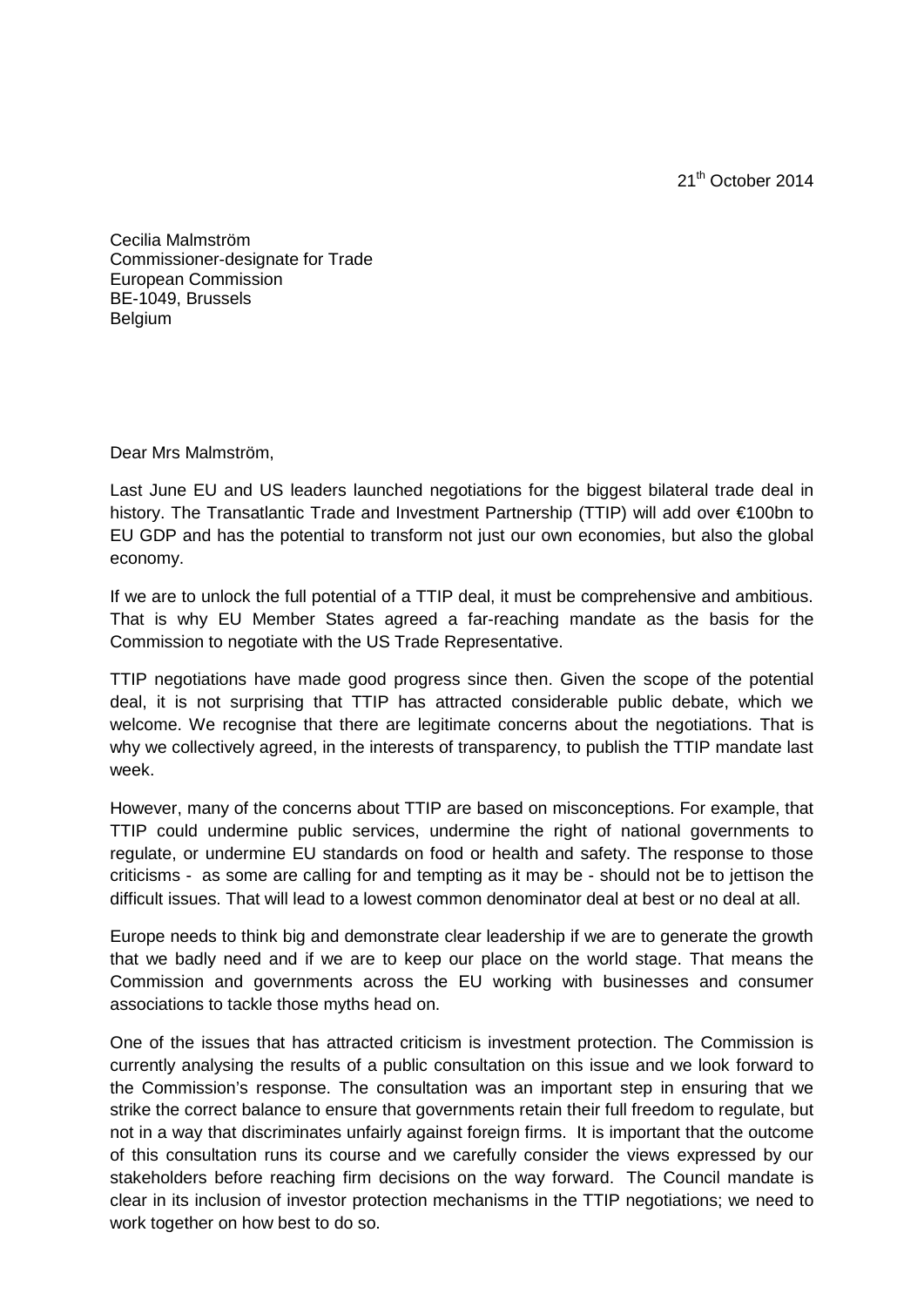21th October 2014

Cecilia Malmström
Commissioner-designate for Trade
European Commission
BE-1049, Brussels
Belgium

Dear Mrs Malmström,

Last June EU and US leaders launched negotiations for the biggest bilateral trade deal in history. The Transatlantic Trade and Investment Partnership (TTIP) will add over €100bn to EU GDP and has the potential to transform not just our own economies, but also the global economy.

If we are to unlock the full potential of a TTIP deal, it must be comprehensive and ambitious. That is why EU Member States agreed a far-reaching mandate as the basis for the Commission to negotiate with the US Trade Representative.

TTIP negotiations have made good progress since then. Given the scope of the potential deal, it is not surprising that TTIP has attracted considerable public debate, which we welcome. We recognise that there are legitimate concerns about the negotiations. That is why we collectively agreed, in the interests of transparency, to publish the TTIP mandate last week.

However, many of the concerns about TTIP are based on misconceptions. For example, that TTIP could undermine public services, undermine the right of national governments to regulate, or undermine EU standards on food or health and safety. The response to those criticisms - as some are calling for and tempting as it may be - should not be to jettison the difficult issues. That will lead to a lowest common denominator deal at best or no deal at all.

Europe needs to think big and demonstrate clear leadership if we are to generate the growth that we badly need and if we are to keep our place on the world stage. That means the Commission and governments across the EU working with businesses and consumer associations to tackle those myths head on.

One of the issues that has attracted criticism is investment protection. The Commission is currently analysing the results of a public consultation on this issue and we look forward to the Commission's response. The consultation was an important step in ensuring that we strike the correct balance to ensure that governments retain their full freedom to regulate, but not in a way that discriminates unfairly against foreign firms. It is important that the outcome of this consultation runs its course and we carefully consider the views expressed by our stakeholders before reaching firm decisions on the way forward. The Council mandate is clear in its inclusion of investor protection mechanisms in the TTIP negotiations; we need to work together on how best to do so.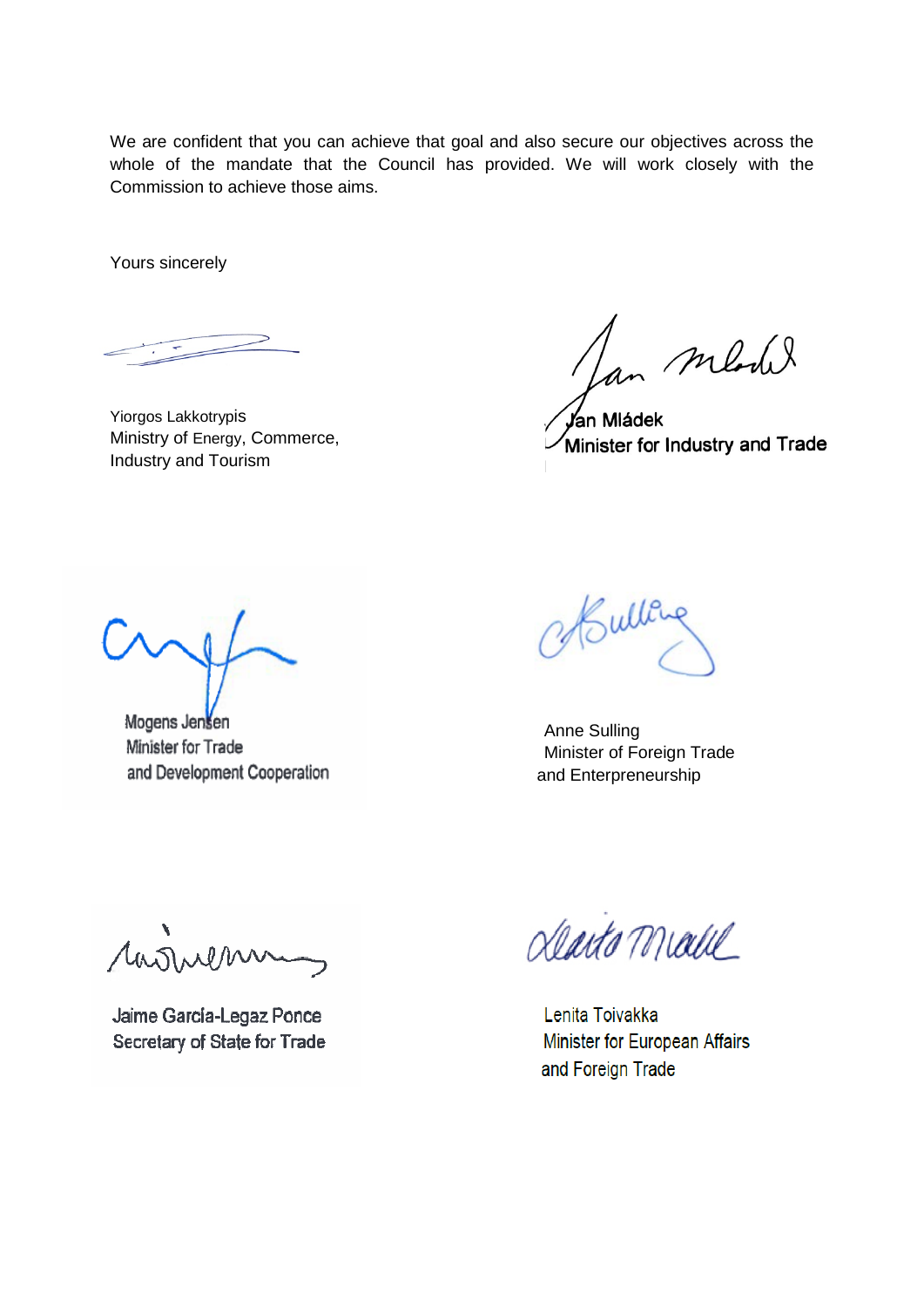We are confident that you can achieve that goal and also secure our objectives across the whole of the mandate that the Council has provided. We will work closely with the Commission to achieve those aims.

Yours sincerely

Yiorgos Lakkotrypis
Ministry of Energy, Commerce, Industry and Tourism

**Jan Mládek**
**Minister for Industry and Trade**

Mogens Jensen
Minister for Trade and Development Cooperation

Anne Sulling
Minister of Foreign Trade and Enterpreneurship

Jaime García-Legaz Ponce
Secretary of State for Trade

Lenita Toivakka
Minister for European Affairs and Foreign Trade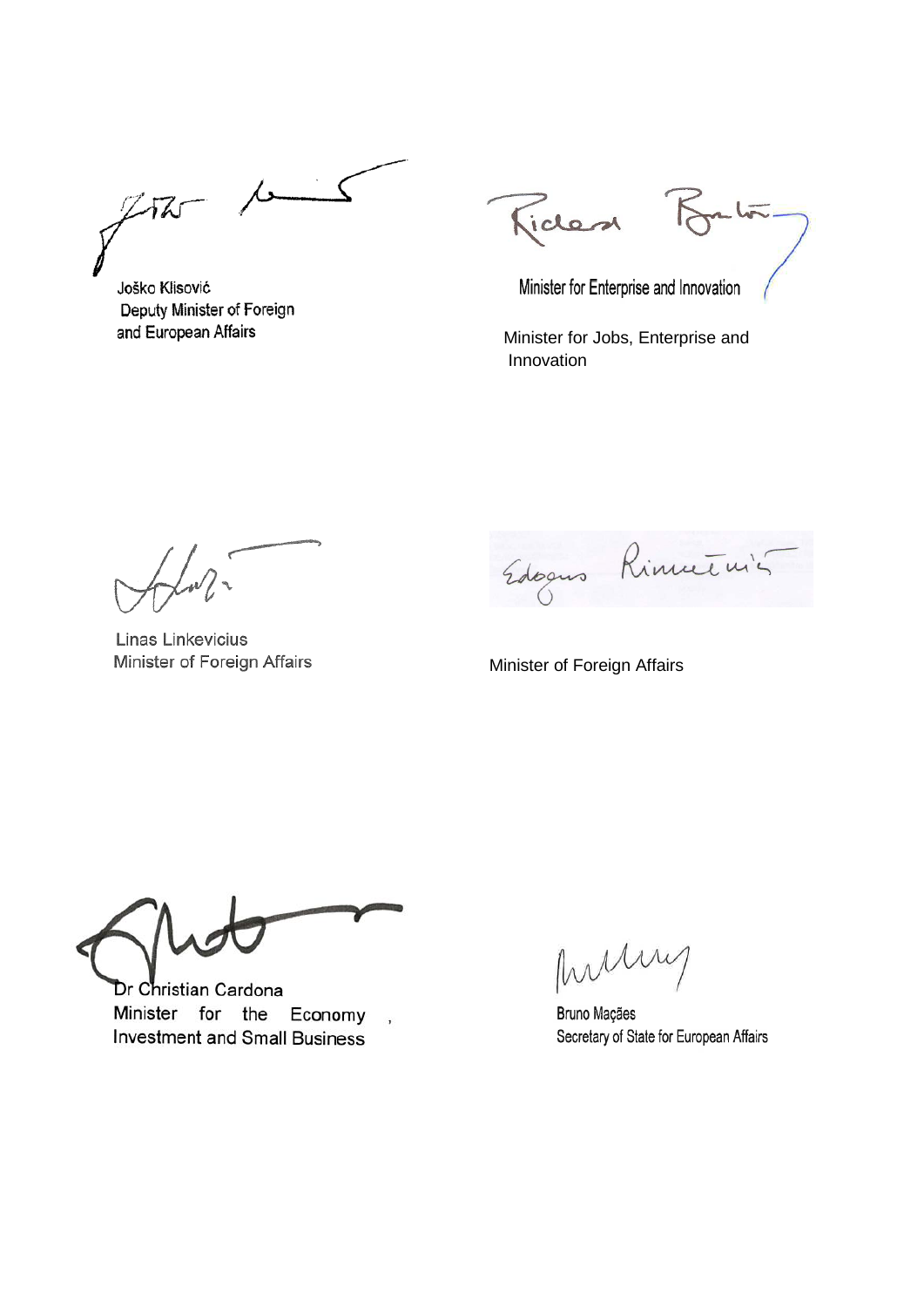Joško Klisović
Deputy Minister of Foreign and European Affairs

Minister for Enterprise and Innovation

Minister for Jobs, Enterprise and Innovation

Linas Linkevicius
Minister of Foreign Affairs

Minister of Foreign Affairs

Dr Christian Cardona
Minister for the Economy , Investment and Small Business

Bruno Maçães
Secretary of State for European Affairs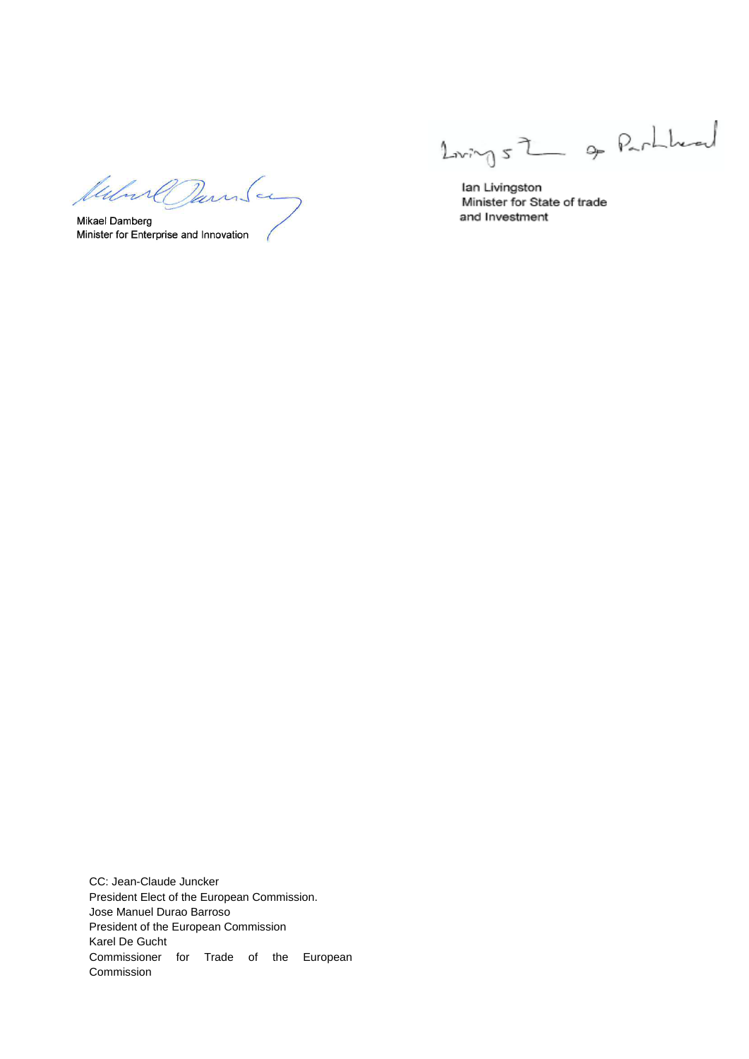Mikael Damberg
Minister for Enterprise and Innovation

Ian Livingston
Minister for State of trade
and Investment

CC: Jean-Claude Juncker
President Elect of the European Commission.
Jose Manuel Durao Barroso
President of the European Commission
Karel De Gucht
Commissioner for Trade of the European
Commission